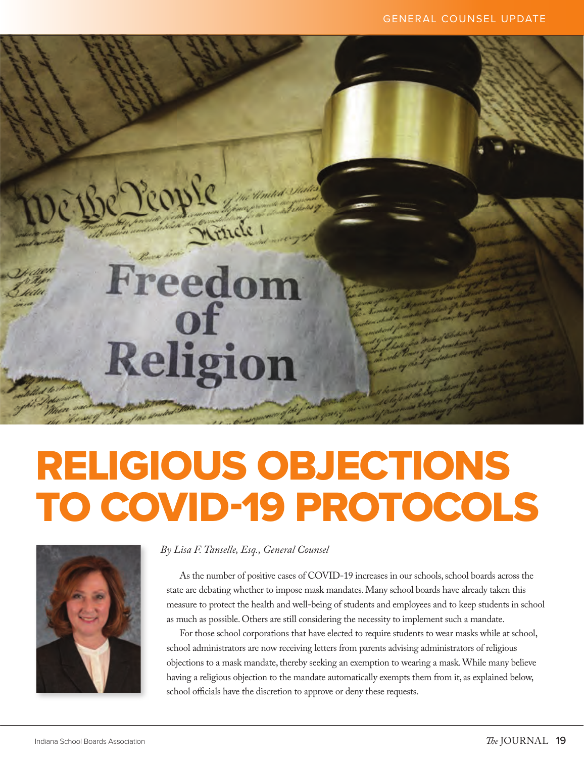# RELIGIOUS OBJECTIONS TO COVID-19 PROTOCOLS

*By Lisa F. Tanselle, Esq., General Counsel*

As the number of positive cases of COVID-19 increases in our schools, school boards across the state are debating whether to impose mask mandates. Many school boards have already taken this measure to protect the health and well-being of students and employees and to keep students in school as much as possible. Others are still considering the necessity to implement such a mandate.

For those school corporations that have elected to require students to wear masks while at school, school administrators are now receiving letters from parents advising administrators of religious objections to a mask mandate, thereby seeking an exemption to wearing a mask. While many believe having a religious objection to the mandate automatically exempts them from it, as explained below, school officials have the discretion to approve or deny these requests.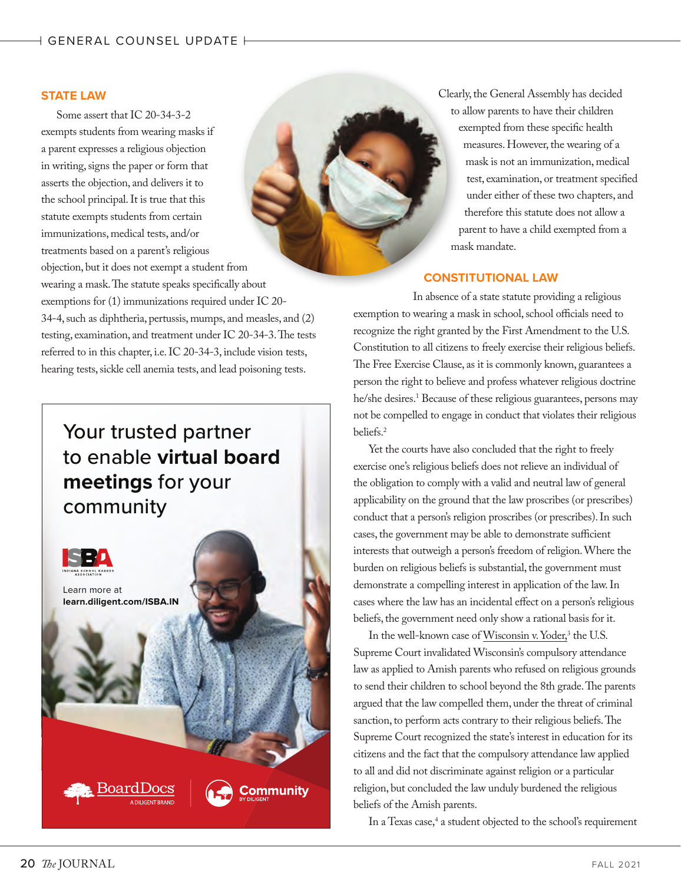## STATE LAW

Some assert that IC 20-34-3-2 exempts students from wearing masks if a parent expresses a religious objection in writing, signs the paper or form that asserts the objection, and delivers it to the school principal. It is true that this statute exempts students from certain immunizations, medical tests, and/or treatments based on a parent's religious objection, but it does not exempt a student from wearing a mask. The statute speaks specifically about exemptions for (1) immunizations required under IC 20-34-4, such as diphtheria, pertussis, mumps, and measles, and (2) testing, examination, and treatment under IC 20-34-3. The tests referred to in this chapter, i.e. IC 20-34-3, include vision tests, hearing tests, sickle cell anemia tests, and lead poisoning tests.

Clearly, the General Assembly has decided to allow parents to have their children exempted from these specific health measures. However, the wearing of a mask is not an immunization, medical test, examination, or treatment specified under either of these two chapters, and therefore this statute does not allow a parent to have a child exempted from a mask mandate.

Your trusted partner to enable **virtual board meetings** for your community

ISBA Indiana School Boards Association

Learn more at **learn.diligent.com/ISBA.IN**

BoardDocs A Diligent Brand | Community by Diligent

## CONSTITUTIONAL LAW

In absence of a state statute providing a religious exemption to wearing a mask in school, school officials need to recognize the right granted by the First Amendment to the U.S. Constitution to all citizens to freely exercise their religious beliefs. The Free Exercise Clause, as it is commonly known, guarantees a person the right to believe and profess whatever religious doctrine he/she desires.[1] Because of these religious guarantees, persons may not be compelled to engage in conduct that violates their religious beliefs.[2]

Yet the courts have also concluded that the right to freely exercise one's religious beliefs does not relieve an individual of the obligation to comply with a valid and neutral law of general applicability on the ground that the law proscribes (or prescribes) conduct that a person's religion proscribes (or prescribes). In such cases, the government may be able to demonstrate sufficient interests that outweigh a person's freedom of religion. Where the burden on religious beliefs is substantial, the government must demonstrate a compelling interest in application of the law. In cases where the law has an incidental effect on a person's religious beliefs, the government need only show a rational basis for it.

In the well-known case of Wisconsin v. Yoder,[3] the U.S. Supreme Court invalidated Wisconsin's compulsory attendance law as applied to Amish parents who refused on religious grounds to send their children to school beyond the 8th grade. The parents argued that the law compelled them, under the threat of criminal sanction, to perform acts contrary to their religious beliefs. The Supreme Court recognized the state's interest in education for its citizens and the fact that the compulsory attendance law applied to all and did not discriminate against religion or a particular religion, but concluded the law unduly burdened the religious beliefs of the Amish parents.

In a Texas case,[4] a student objected to the school's requirement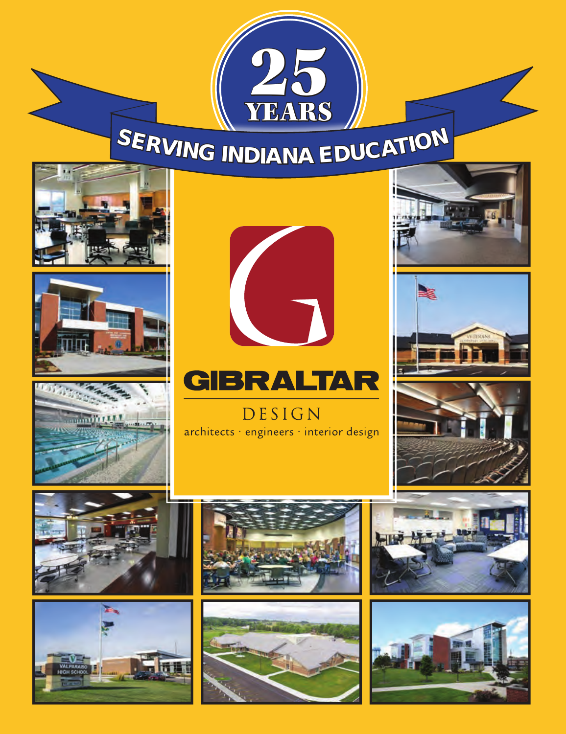# 25 YEARS

## SERVING INDIANA EDUCATION

# GIBRALTAR

DESIGN

architects · engineers · interior design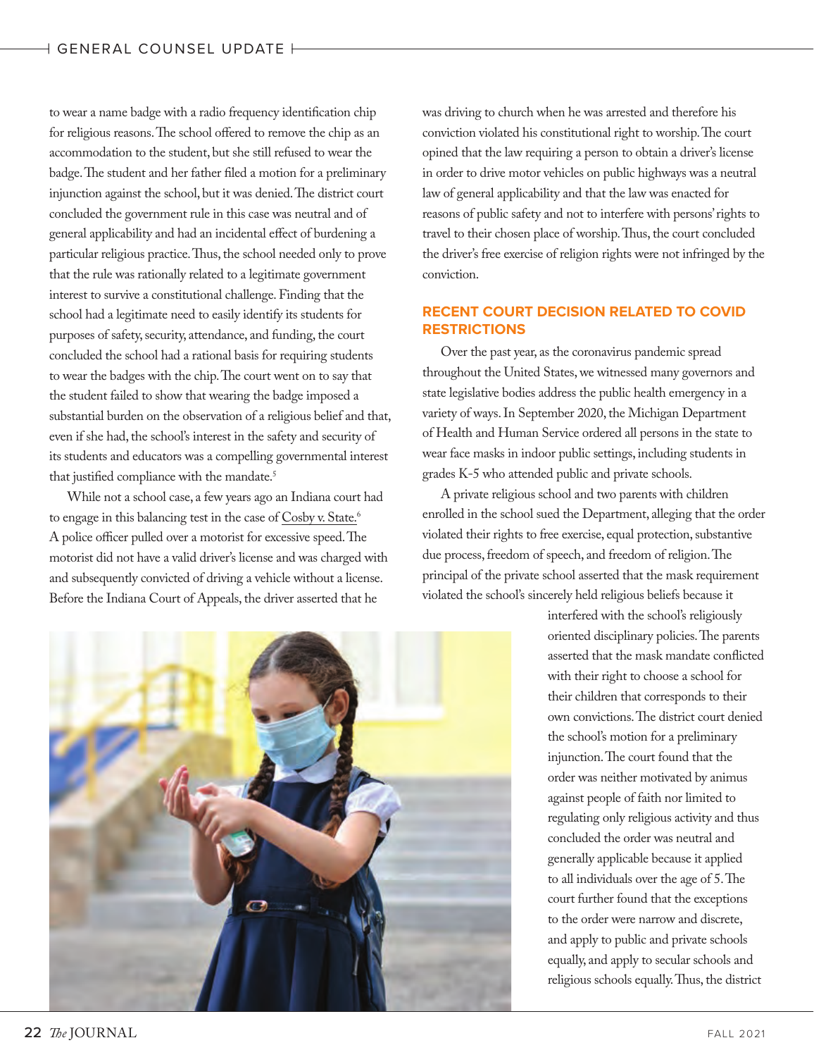to wear a name badge with a radio frequency identification chip for religious reasons. The school offered to remove the chip as an accommodation to the student, but she still refused to wear the badge. The student and her father filed a motion for a preliminary injunction against the school, but it was denied. The district court concluded the government rule in this case was neutral and of general applicability and had an incidental effect of burdening a particular religious practice. Thus, the school needed only to prove that the rule was rationally related to a legitimate government interest to survive a constitutional challenge. Finding that the school had a legitimate need to easily identify its students for purposes of safety, security, attendance, and funding, the court concluded the school had a rational basis for requiring students to wear the badges with the chip. The court went on to say that the student failed to show that wearing the badge imposed a substantial burden on the observation of a religious belief and that, even if she had, the school's interest in the safety and security of its students and educators was a compelling governmental interest that justified compliance with the mandate.[5]

While not a school case, a few years ago an Indiana court had to engage in this balancing test in the case of Cosby v. State.[6] A police officer pulled over a motorist for excessive speed. The motorist did not have a valid driver's license and was charged with and subsequently convicted of driving a vehicle without a license. Before the Indiana Court of Appeals, the driver asserted that he was driving to church when he was arrested and therefore his conviction violated his constitutional right to worship. The court opined that the law requiring a person to obtain a driver's license in order to drive motor vehicles on public highways was a neutral law of general applicability and that the law was enacted for reasons of public safety and not to interfere with persons' rights to travel to their chosen place of worship. Thus, the court concluded the driver's free exercise of religion rights were not infringed by the conviction.

## RECENT COURT DECISION RELATED TO COVID RESTRICTIONS

Over the past year, as the coronavirus pandemic spread throughout the United States, we witnessed many governors and state legislative bodies address the public health emergency in a variety of ways. In September 2020, the Michigan Department of Health and Human Service ordered all persons in the state to wear face masks in indoor public settings, including students in grades K-5 who attended public and private schools.

A private religious school and two parents with children enrolled in the school sued the Department, alleging that the order violated their rights to free exercise, equal protection, substantive due process, freedom of speech, and freedom of religion. The principal of the private school asserted that the mask requirement violated the school's sincerely held religious beliefs because it interfered with the school's religiously oriented disciplinary policies. The parents asserted that the mask mandate conflicted with their right to choose a school for their children that corresponds to their own convictions. The district court denied the school's motion for a preliminary injunction. The court found that the order was neither motivated by animus against people of faith nor limited to regulating only religious activity and thus concluded the order was neutral and generally applicable because it applied to all individuals over the age of 5. The court further found that the exceptions to the order were narrow and discrete, and apply to public and private schools equally, and apply to secular schools and religious schools equally. Thus, the district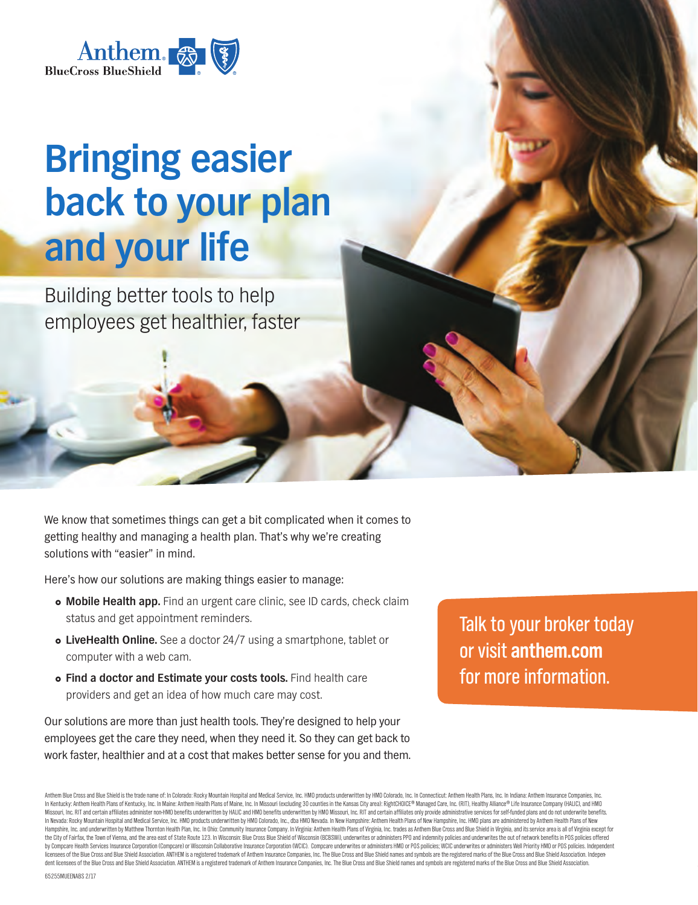Anthem BlueCross BlueShield

# Bringing easier back to your plan and your life

## Building better tools to help employees get healthier, faster

We know that sometimes things can get a bit complicated when it comes to getting healthy and managing a health plan. That's why we're creating solutions with "easier" in mind.

Here's how our solutions are making things easier to manage:

- **Mobile Health app.** Find an urgent care clinic, see ID cards, check claim status and get appointment reminders.
- **LiveHealth Online.** See a doctor 24/7 using a smartphone, tablet or computer with a web cam.
- **Find a doctor and Estimate your costs tools.** Find health care providers and get an idea of how much care may cost.

Our solutions are more than just health tools. They're designed to help your employees get the care they need, when they need it. So they can get back to work faster, healthier and at a cost that makes better sense for you and them.

Talk to your broker today or visit **anthem.com** for more information.

Anthem Blue Cross and Blue Shield is the trade name of: In Colorado: Rocky Mountain Hospital and Medical Service, Inc. HMO products underwritten by HMO Colorado, Inc. In Connecticut: Anthem Health Plans, Inc. In Indiana: Anthem Insurance Companies, Inc. In Kentucky: Anthem Health Plans of Kentucky, Inc. In Maine: Anthem Health Plans of Maine, Inc. In Missouri (excluding 30 counties in the Kansas City area): RightCHOICE® Managed Care, Inc. (RIT), Healthy Alliance® Life Insurance Company (HALIC), and HMO Missouri, Inc. RIT and certain affiliates administer non-HMO benefits underwritten by HALIC and HMO benefits underwritten by HMO Missouri, Inc. RIT and certain affiliates only provide administrative services for self-funded plans and do not underwrite benefits. In Nevada: Rocky Mountain Hospital and Medical Service, Inc. HMO products underwritten by HMO Colorado, Inc., dba HMO Nevada. In New Hampshire: Anthem Health Plans of New Hampshire, Inc. HMO plans are administered by Anthem Health Plans of New Hampshire, Inc. and underwritten by Matthew Thornton Health Plan, Inc. In Ohio: Community Insurance Company. In Virginia: Anthem Health Plans of Virginia, Inc. trades as Anthem Blue Cross and Blue Shield in Virginia, and its service area is all of Virginia except for the City of Fairfax, the Town of Vienna, and the area east of State Route 123. In Wisconsin: Blue Cross Blue Shield of Wisconsin (BCBSWi), underwrites or administers PPO and indemnity policies and underwrites the out of network benefits in POS policies offered by Compcare Health Services Insurance Corporation (Compcare) or Wisconsin Collaborative Insurance Corporation (WCIC). Compcare underwrites or administers HMO or POS policies; WCIC underwrites or administers Well Priority HMO or POS policies. Independent licensees of the Blue Cross and Blue Shield Association. ANTHEM is a registered trademark of Anthem Insurance Companies, Inc. The Blue Cross and Blue Shield names and symbols are the registered marks of the Blue Cross and Blue Shield Association. Independent licensees of the Blue Cross and Blue Shield Association. ANTHEM is a registered trademark of Anthem Insurance Companies, Inc. The Blue Cross and Blue Shield names and symbols are registered marks of the Blue Cross and Blue Shield Association.

65255MUEENABS 2/17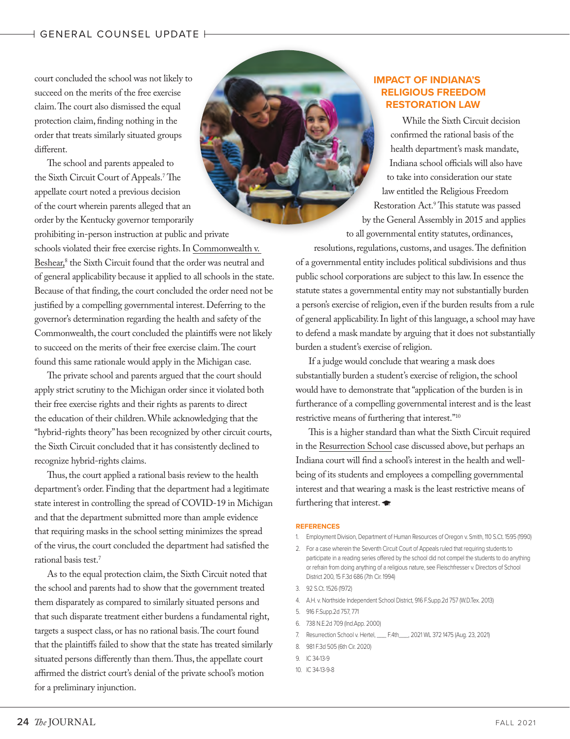court concluded the school was not likely to succeed on the merits of the free exercise claim. The court also dismissed the equal protection claim, finding nothing in the order that treats similarly situated groups different.

The school and parents appealed to the Sixth Circuit Court of Appeals.[7] The appellate court noted a previous decision of the court wherein parents alleged that an order by the Kentucky governor temporarily prohibiting in-person instruction at public and private schools violated their free exercise rights. In Commonwealth v. Beshear,[8] the Sixth Circuit found that the order was neutral and of general applicability because it applied to all schools in the state. Because of that finding, the court concluded the order need not be justified by a compelling governmental interest. Deferring to the governor's determination regarding the health and safety of the Commonwealth, the court concluded the plaintiffs were not likely to succeed on the merits of their free exercise claim. The court found this same rationale would apply in the Michigan case.

The private school and parents argued that the court should apply strict scrutiny to the Michigan order since it violated both their free exercise rights and their rights as parents to direct the education of their children. While acknowledging that the "hybrid-rights theory" has been recognized by other circuit courts, the Sixth Circuit concluded that it has consistently declined to recognize hybrid-rights claims.

Thus, the court applied a rational basis review to the health department's order. Finding that the department had a legitimate state interest in controlling the spread of COVID-19 in Michigan and that the department submitted more than ample evidence that requiring masks in the school setting minimizes the spread of the virus, the court concluded the department had satisfied the rational basis test.[7]

As to the equal protection claim, the Sixth Circuit noted that the school and parents had to show that the government treated them disparately as compared to similarly situated persons and that such disparate treatment either burdens a fundamental right, targets a suspect class, or has no rational basis. The court found that the plaintiffs failed to show that the state has treated similarly situated persons differently than them. Thus, the appellate court affirmed the district court's denial of the private school's motion for a preliminary injunction.

## IMPACT OF INDIANA'S RELIGIOUS FREEDOM RESTORATION LAW

While the Sixth Circuit decision confirmed the rational basis of the health department's mask mandate, Indiana school officials will also have to take into consideration our state law entitled the Religious Freedom Restoration Act.[9] This statute was passed by the General Assembly in 2015 and applies to all governmental entity statutes, ordinances, resolutions, regulations, customs, and usages. The definition of a governmental entity includes political subdivisions and thus public school corporations are subject to this law. In essence the statute states a governmental entity may not substantially burden a person's exercise of religion, even if the burden results from a rule of general applicability. In light of this language, a school may have to defend a mask mandate by arguing that it does not substantially burden a student's exercise of religion.

If a judge would conclude that wearing a mask does substantially burden a student's exercise of religion, the school would have to demonstrate that "application of the burden is in furtherance of a compelling governmental interest and is the least restrictive means of furthering that interest."[10]

This is a higher standard than what the Sixth Circuit required in the Resurrection School case discussed above, but perhaps an Indiana court will find a school's interest in the health and well-being of its students and employees a compelling governmental interest and that wearing a mask is the least restrictive means of furthering that interest.

### REFERENCES

1. Employment Division, Department of Human Resources of Oregon v. Smith, 110 S.Ct. 1595 (1990)
2. For a case wherein the Seventh Circuit Court of Appeals ruled that requiring students to participate in a reading series offered by the school did not compel the students to do anything or refrain from doing anything of a religious nature, see Fleischfresser v. Directors of School District 200, 15 F.3d 686 (7th Cir. 1994)
3. 92 S.Ct. 1526 (1972)
4. A.H. v. Northside Independent School District, 916 F.Supp.2d 757 (W.D.Tex. 2013)
5. 916 F.Supp.2d 757, 771
6. 738 N.E.2d 709 (Ind.App. 2000)
7. Resurrection School v. Hertel, ___ F.4th___, 2021 WL 372 1475 (Aug. 23, 2021)
8. 981 F.3d 505 (6th Cir. 2020)
9. IC 34-13-9
10. IC 34-13-9-8